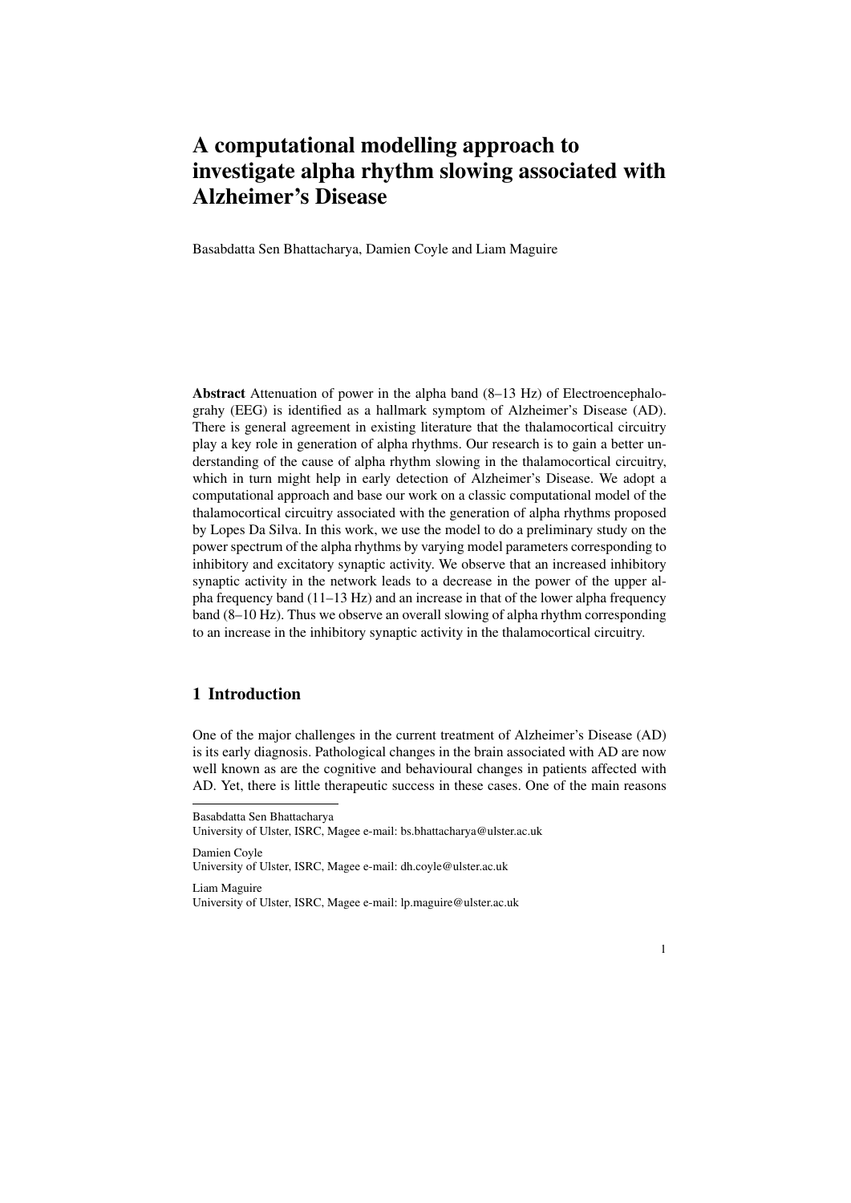# A computational modelling approach to investigate alpha rhythm slowing associated with Alzheimer's Disease

Basabdatta Sen Bhattacharya, Damien Coyle and Liam Maguire

**Abstract** Attenuation of power in the alpha band (8–13 Hz) of Electroencephalograhy (EEG) is identified as a hallmark symptom of Alzheimer's Disease (AD). There is general agreement in existing literature that the thalamocortical circuitry play a key role in generation of alpha rhythms. Our research is to gain a better understanding of the cause of alpha rhythm slowing in the thalamocortical circuitry, which in turn might help in early detection of Alzheimer's Disease. We adopt a computational approach and base our work on a classic computational model of the thalamocortical circuitry associated with the generation of alpha rhythms proposed by Lopes Da Silva. In this work, we use the model to do a preliminary study on the power spectrum of the alpha rhythms by varying model parameters corresponding to inhibitory and excitatory synaptic activity. We observe that an increased inhibitory synaptic activity in the network leads to a decrease in the power of the upper alpha frequency band (11–13 Hz) and an increase in that of the lower alpha frequency band (8–10 Hz). Thus we observe an overall slowing of alpha rhythm corresponding to an increase in the inhibitory synaptic activity in the thalamocortical circuitry.

## 1 Introduction

One of the major challenges in the current treatment of Alzheimer's Disease (AD) is its early diagnosis. Pathological changes in the brain associated with AD are now well known as are the cognitive and behavioural changes in patients affected with AD. Yet, there is little therapeutic success in these cases. One of the main reasons

---

Basabdatta Sen Bhattacharya
University of Ulster, ISRC, Magee e-mail: bs.bhattacharya@ulster.ac.uk

Damien Coyle
University of Ulster, ISRC, Magee e-mail: dh.coyle@ulster.ac.uk

Liam Maguire
University of Ulster, ISRC, Magee e-mail: lp.maguire@ulster.ac.uk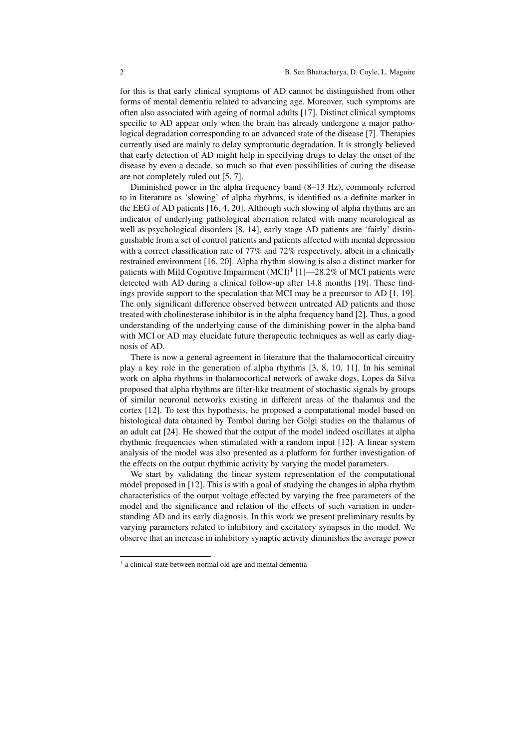for this is that early clinical symptoms of AD cannot be distinguished from other forms of mental dementia related to advancing age. Moreover, such symptoms are often also associated with ageing of normal adults [17]. Distinct clinical symptoms specific to AD appear only when the brain has already undergone a major pathological degradation corresponding to an advanced state of the disease [7]. Therapies currently used are mainly to delay symptomatic degradation. It is strongly believed that early detection of AD might help in specifying drugs to delay the onset of the disease by even a decade, so much so that even possibilities of curing the disease are not completely ruled out [5, 7].

Diminished power in the alpha frequency band (8–13 Hz), commonly referred to in literature as 'slowing' of alpha rhythms, is identified as a definite marker in the EEG of AD patients [16, 4, 20]. Although such slowing of alpha rhythms are an indicator of underlying pathological aberration related with many neurological as well as psychological disorders [8, 14], early stage AD patients are 'fairly' distinguishable from a set of control patients and patients affected with mental depression with a correct classification rate of 77% and 72% respectively, albeit in a clinically restrained environment [16, 20]. Alpha rhythm slowing is also a distinct marker for patients with Mild Cognitive Impairment (MCI)[1] [1]—28.2% of MCI patients were detected with AD during a clinical follow-up after 14.8 months [19]. These findings provide support to the speculation that MCI may be a precursor to AD [1, 19]. The only significant difference observed between untreated AD patients and those treated with cholinesterase inhibitor is in the alpha frequency band [2]. Thus, a good understanding of the underlying cause of the diminishing power in the alpha band with MCI or AD may elucidate future therapeutic techniques as well as early diagnosis of AD.

There is now a general agreement in literature that the thalamocortical circuitry play a key role in the generation of alpha rhythms [3, 8, 10, 11]. In his seminal work on alpha rhythms in thalamocortical network of awake dogs, Lopes da Silva proposed that alpha rhythms are filter-like treatment of stochastic signals by groups of similar neuronal networks existing in different areas of the thalamus and the cortex [12]. To test this hypothesis, he proposed a computational model based on histological data obtained by Tombol during her Golgi studies on the thalamus of an adult cat [24]. He showed that the output of the model indeed oscillates at alpha rhythmic frequencies when stimulated with a random input [12]. A linear system analysis of the model was also presented as a platform for further investigation of the effects on the output rhythmic activity by varying the model parameters.

We start by validating the linear system representation of the computational model proposed in [12]. This is with a goal of studying the changes in alpha rhythm characteristics of the output voltage effected by varying the free parameters of the model and the significance and relation of the effects of such variation in understanding AD and its early diagnosis. In this work we present preliminary results by varying parameters related to inhibitory and excitatory synapses in the model. We observe that an increase in inhibitory synaptic activity diminishes the average power

[1] a clinical state between normal old age and mental dementia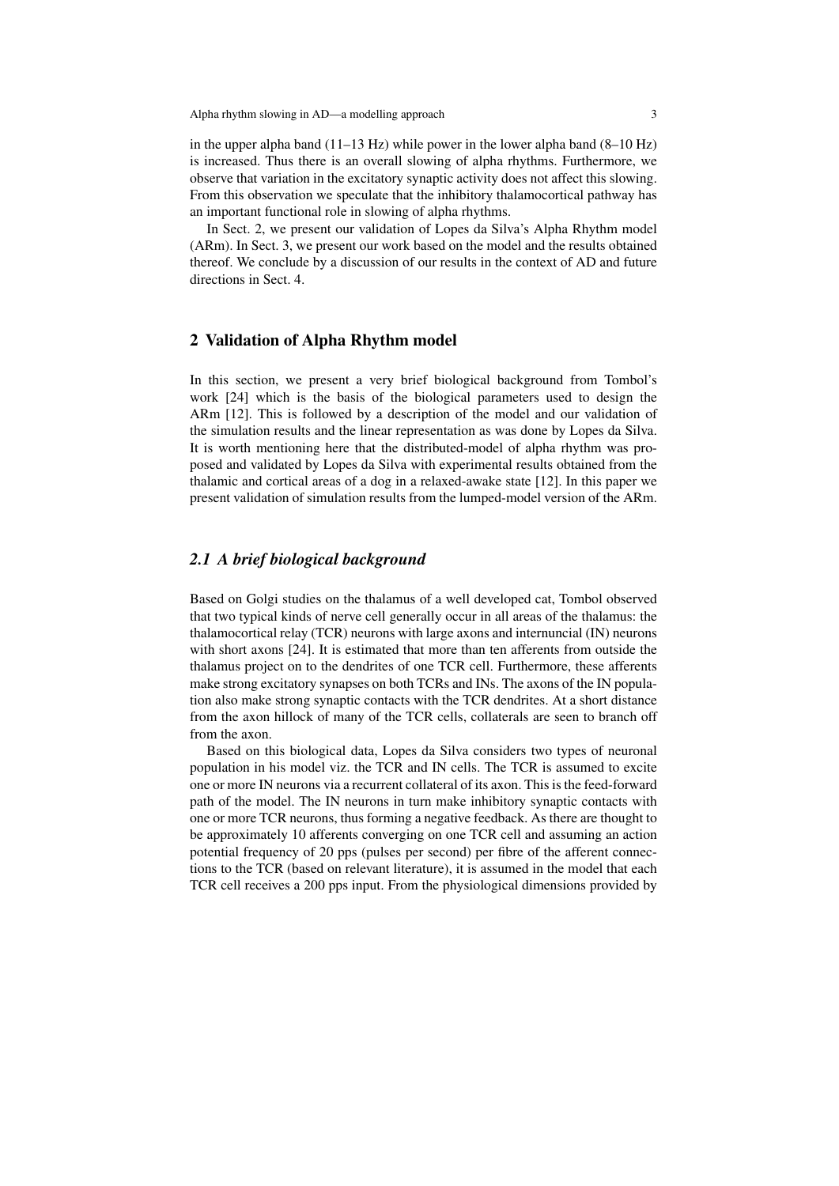in the upper alpha band (11–13 Hz) while power in the lower alpha band (8–10 Hz) is increased. Thus there is an overall slowing of alpha rhythms. Furthermore, we observe that variation in the excitatory synaptic activity does not affect this slowing. From this observation we speculate that the inhibitory thalamocortical pathway has an important functional role in slowing of alpha rhythms.

In Sect. 2, we present our validation of Lopes da Silva's Alpha Rhythm model (ARm). In Sect. 3, we present our work based on the model and the results obtained thereof. We conclude by a discussion of our results in the context of AD and future directions in Sect. 4.

## 2 Validation of Alpha Rhythm model

In this section, we present a very brief biological background from Tombol's work [24] which is the basis of the biological parameters used to design the ARm [12]. This is followed by a description of the model and our validation of the simulation results and the linear representation as was done by Lopes da Silva. It is worth mentioning here that the distributed-model of alpha rhythm was proposed and validated by Lopes da Silva with experimental results obtained from the thalamic and cortical areas of a dog in a relaxed-awake state [12]. In this paper we present validation of simulation results from the lumped-model version of the ARm.

### *2.1 A brief biological background*

Based on Golgi studies on the thalamus of a well developed cat, Tombol observed that two typical kinds of nerve cell generally occur in all areas of the thalamus: the thalamocortical relay (TCR) neurons with large axons and internuncial (IN) neurons with short axons [24]. It is estimated that more than ten afferents from outside the thalamus project on to the dendrites of one TCR cell. Furthermore, these afferents make strong excitatory synapses on both TCRs and INs. The axons of the IN population also make strong synaptic contacts with the TCR dendrites. At a short distance from the axon hillock of many of the TCR cells, collaterals are seen to branch off from the axon.

Based on this biological data, Lopes da Silva considers two types of neuronal population in his model viz. the TCR and IN cells. The TCR is assumed to excite one or more IN neurons via a recurrent collateral of its axon. This is the feed-forward path of the model. The IN neurons in turn make inhibitory synaptic contacts with one or more TCR neurons, thus forming a negative feedback. As there are thought to be approximately 10 afferents converging on one TCR cell and assuming an action potential frequency of 20 pps (pulses per second) per fibre of the afferent connections to the TCR (based on relevant literature), it is assumed in the model that each TCR cell receives a 200 pps input. From the physiological dimensions provided by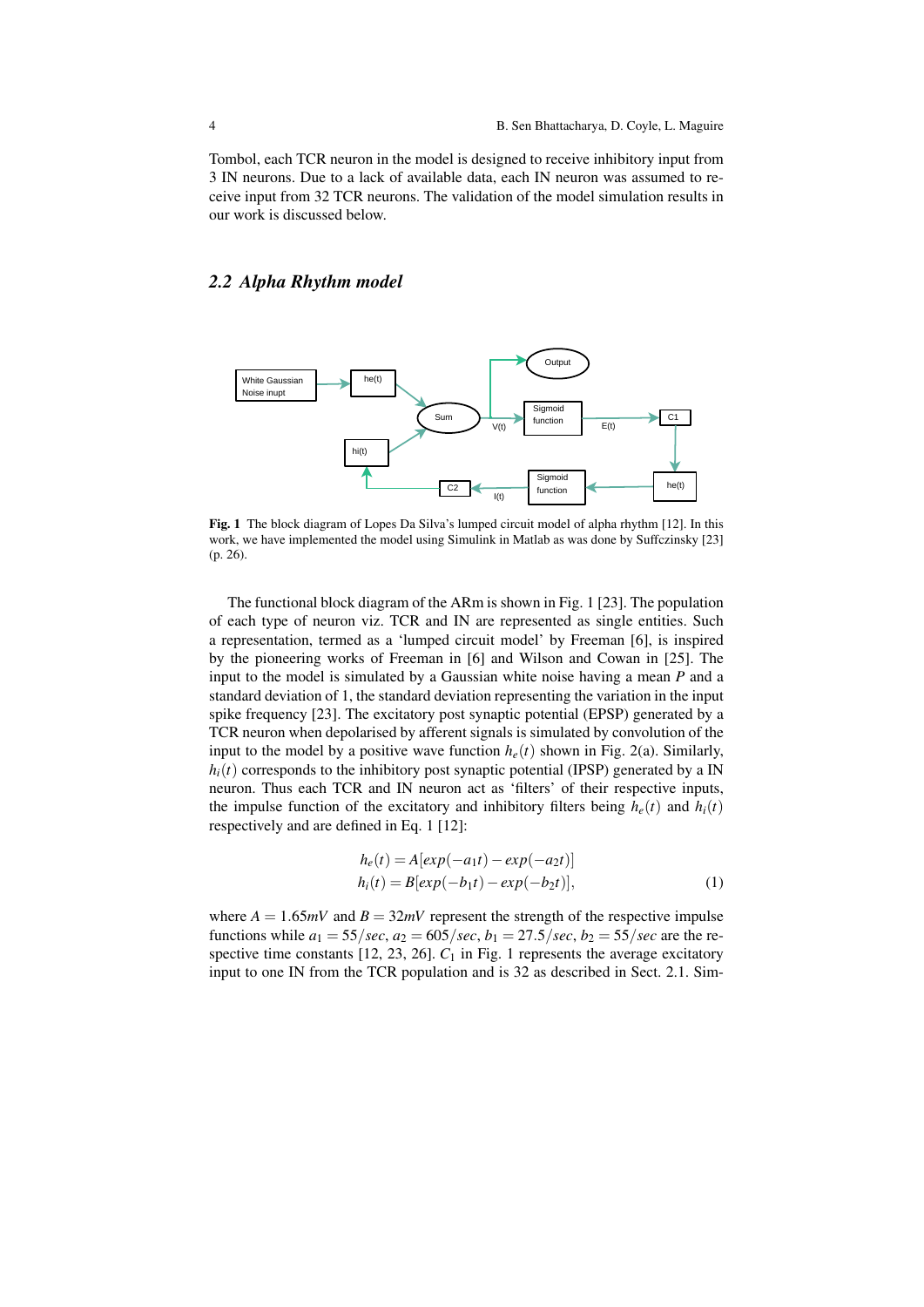Tombol, each TCR neuron in the model is designed to receive inhibitory input from 3 IN neurons. Due to a lack of available data, each IN neuron was assumed to receive input from 32 TCR neurons. The validation of the model simulation results in our work is discussed below.

## 2.2 Alpha Rhythm model

**Fig. 1** The block diagram of Lopes Da Silva's lumped circuit model of alpha rhythm [12]. In this work, we have implemented the model using Simulink in Matlab as was done by Suffczinsky [23] (p. 26).

The functional block diagram of the ARm is shown in Fig. 1 [23]. The population of each type of neuron viz. TCR and IN are represented as single entities. Such a representation, termed as a 'lumped circuit model' by Freeman [6], is inspired by the pioneering works of Freeman in [6] and Wilson and Cowan in [25]. The input to the model is simulated by a Gaussian white noise having a mean $P$ and a standard deviation of 1, the standard deviation representing the variation in the input spike frequency [23]. The excitatory post synaptic potential (EPSP) generated by a TCR neuron when depolarised by afferent signals is simulated by convolution of the input to the model by a positive wave function $h_e(t)$ shown in Fig. 2(a). Similarly, $h_i(t)$ corresponds to the inhibitory post synaptic potential (IPSP) generated by a IN neuron. Thus each TCR and IN neuron act as 'filters' of their respective inputs, the impulse function of the excitatory and inhibitory filters being $h_e(t)$ and $h_i(t)$ respectively and are defined in Eq. 1 [12]:

$$h_e(t) = A[exp(-a_1 t) - exp(-a_2 t)]$$
$$h_i(t) = B[exp(-b_1 t) - exp(-b_2 t)], \tag{1}$$

where $A = 1.65mV$ and $B = 32mV$ represent the strength of the respective impulse functions while $a_1 = 55/sec$, $a_2 = 605/sec$, $b_1 = 27.5/sec$, $b_2 = 55/sec$ are the respective time constants [12, 23, 26]. $C_1$ in Fig. 1 represents the average excitatory input to one IN from the TCR population and is 32 as described in Sect. 2.1. Sim-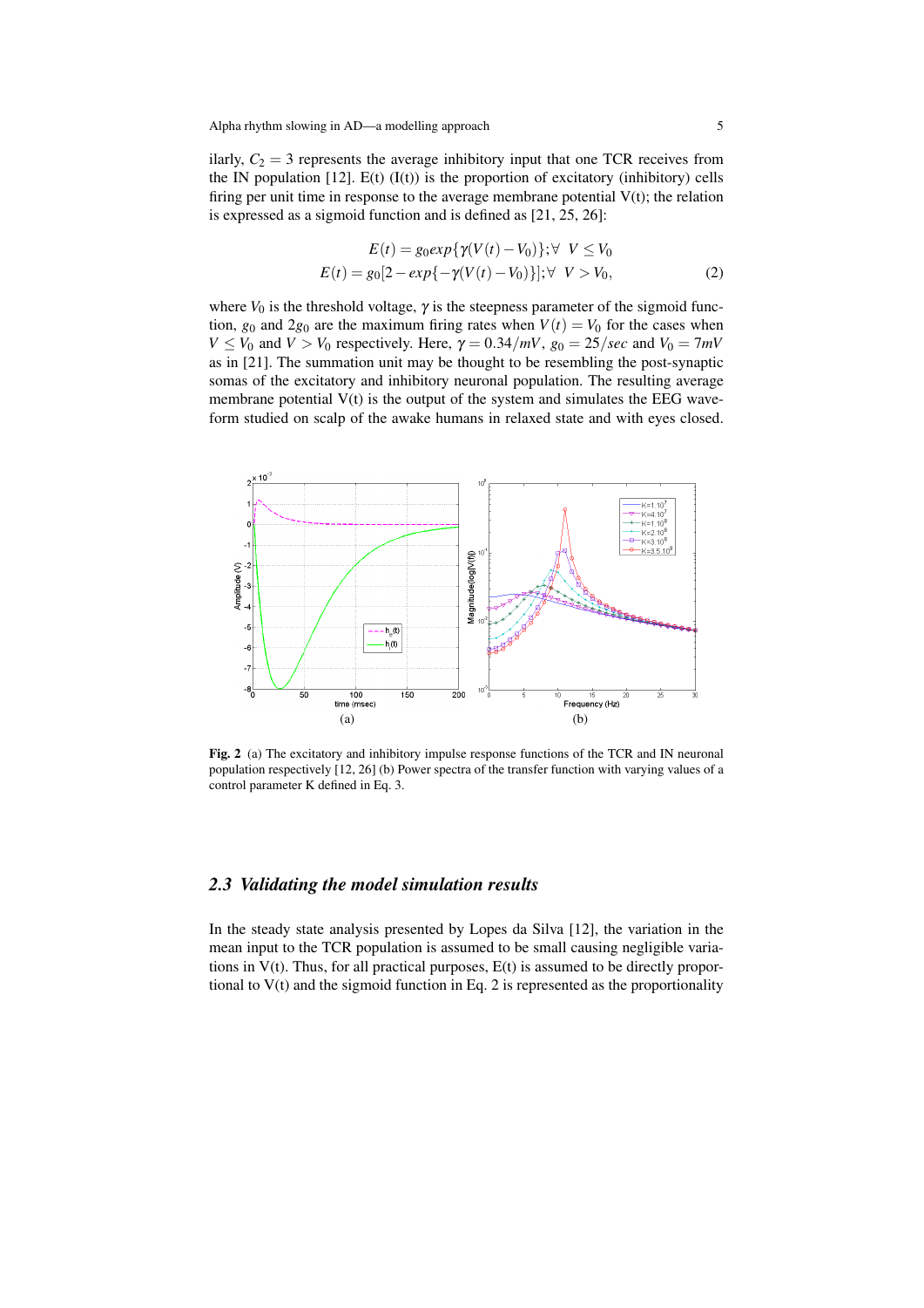ilarly, $C_2 = 3$ represents the average inhibitory input that one TCR receives from the IN population [12]. E(t) (I(t)) is the proportion of excitatory (inhibitory) cells firing per unit time in response to the average membrane potential V(t); the relation is expressed as a sigmoid function and is defined as [21, 25, 26]:

$$E(t) = g_0 exp\{\gamma(V(t) - V_0)\}; \forall \ V \le V_0$$
$$E(t) = g_0[2 - exp\{-\gamma(V(t) - V_0)\}]; \forall \ V > V_0, \tag{2}$$

where $V_0$ is the threshold voltage, $\gamma$ is the steepness parameter of the sigmoid function, $g_0$ and $2g_0$ are the maximum firing rates when $V(t) = V_0$ for the cases when $V \le V_0$ and $V > V_0$ respectively. Here, $\gamma = 0.34/mV$, $g_0 = 25/sec$ and $V_0 = 7mV$ as in [21]. The summation unit may be thought to be resembling the post-synaptic somas of the excitatory and inhibitory neuronal population. The resulting average membrane potential V(t) is the output of the system and simulates the EEG waveform studied on scalp of the awake humans in relaxed state and with eyes closed.

(a) (b)

**Fig. 2** (a) The excitatory and inhibitory impulse response functions of the TCR and IN neuronal population respectively [12, 26] (b) Power spectra of the transfer function with varying values of a control parameter K defined in Eq. 3.

### *2.3 Validating the model simulation results*

In the steady state analysis presented by Lopes da Silva [12], the variation in the mean input to the TCR population is assumed to be small causing negligible variations in V(t). Thus, for all practical purposes, E(t) is assumed to be directly proportional to V(t) and the sigmoid function in Eq. 2 is represented as the proportionality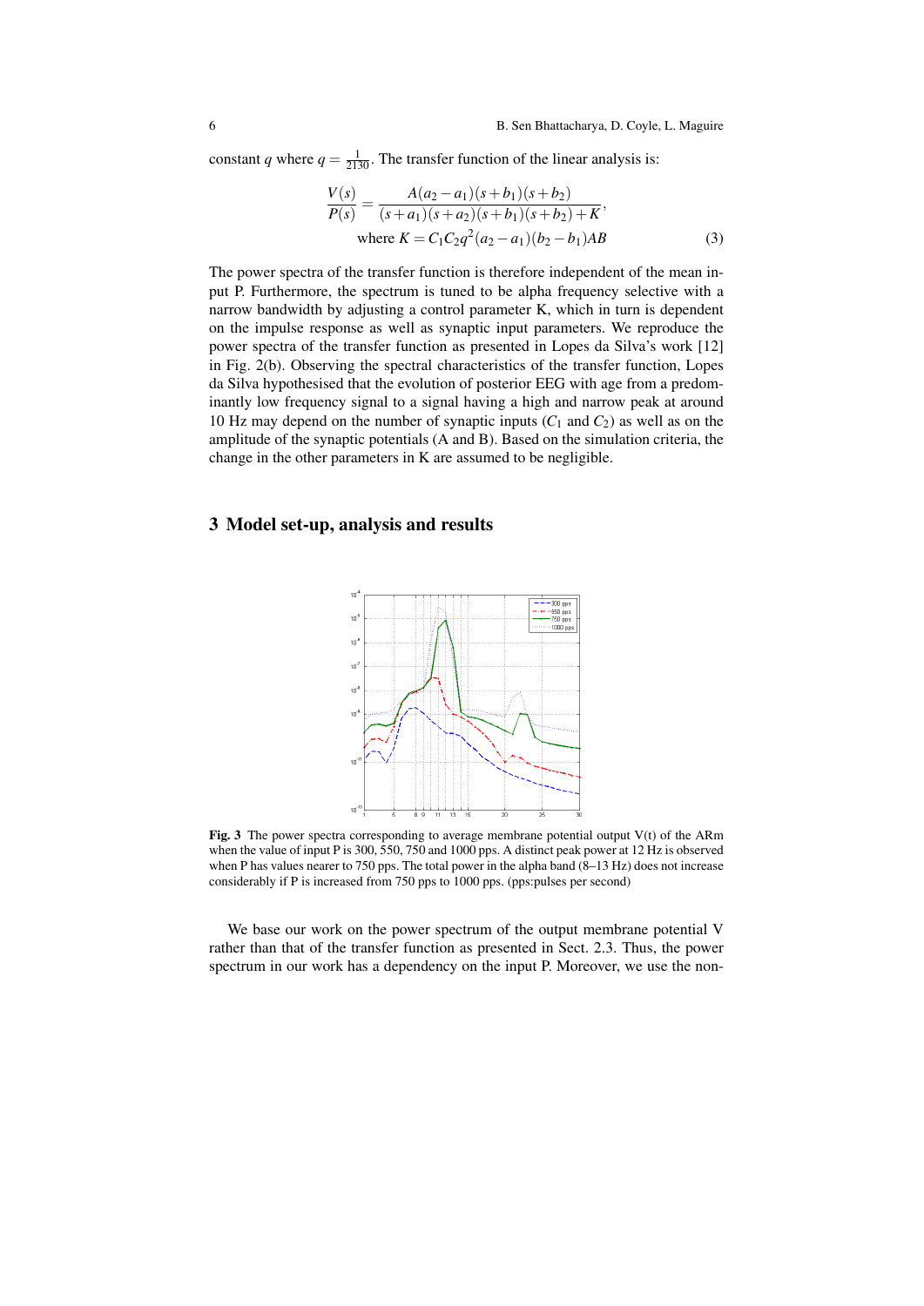constant $q$ where $q = \frac{1}{2130}$. The transfer function of the linear analysis is:

$$\frac{V(s)}{P(s)} = \frac{A(a_2 - a_1)(s + b_1)(s + b_2)}{(s + a_1)(s + a_2)(s + b_1)(s + b_2) + K},$$
$$\text{where } K = C_1 C_2 q^2 (a_2 - a_1)(b_2 - b_1)AB \tag{3}$$

The power spectra of the transfer function is therefore independent of the mean input P. Furthermore, the spectrum is tuned to be alpha frequency selective with a narrow bandwidth by adjusting a control parameter K, which in turn is dependent on the impulse response as well as synaptic input parameters. We reproduce the power spectra of the transfer function as presented in Lopes da Silva's work [12] in Fig. 2(b). Observing the spectral characteristics of the transfer function, Lopes da Silva hypothesised that the evolution of posterior EEG with age from a predominantly low frequency signal to a signal having a high and narrow peak at around 10 Hz may depend on the number of synaptic inputs ($C_1$ and $C_2$) as well as on the amplitude of the synaptic potentials (A and B). Based on the simulation criteria, the change in the other parameters in K are assumed to be negligible.

## 3 Model set-up, analysis and results

**Fig. 3** The power spectra corresponding to average membrane potential output V(t) of the ARm when the value of input P is 300, 550, 750 and 1000 pps. A distinct peak power at 12 Hz is observed when P has values nearer to 750 pps. The total power in the alpha band (8–13 Hz) does not increase considerably if P is increased from 750 pps to 1000 pps. (pps:pulses per second)

We base our work on the power spectrum of the output membrane potential V rather than that of the transfer function as presented in Sect. 2.3. Thus, the power spectrum in our work has a dependency on the input P. Moreover, we use the non-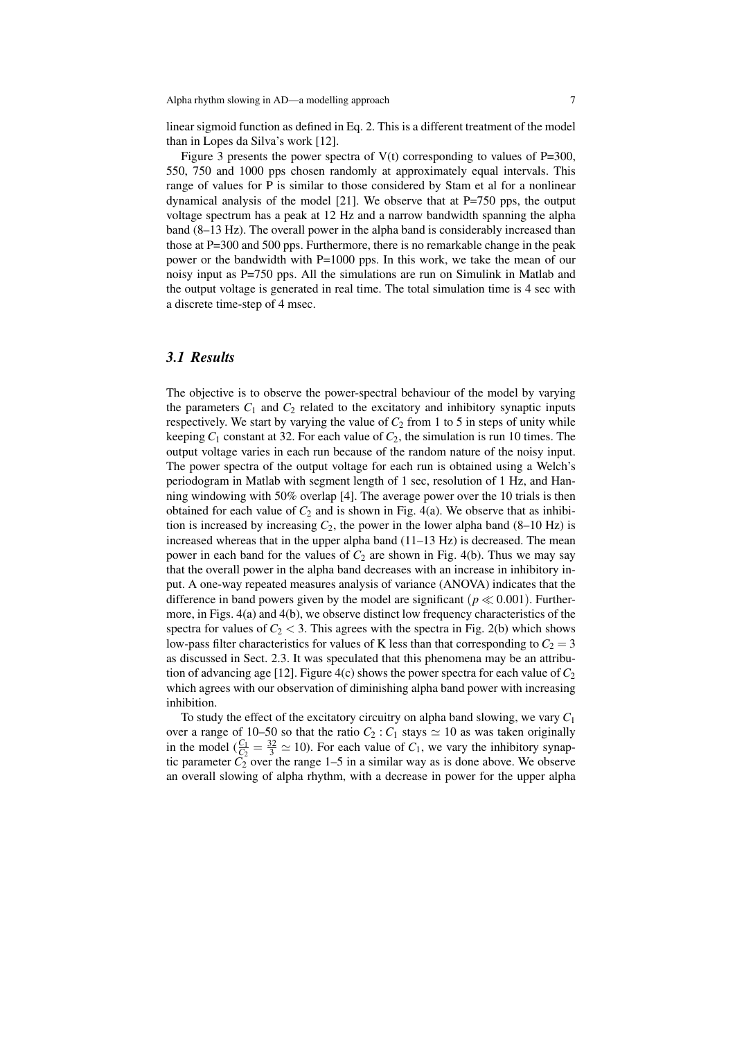linear sigmoid function as defined in Eq. 2. This is a different treatment of the model than in Lopes da Silva's work [12].

Figure 3 presents the power spectra of V(t) corresponding to values of P=300, 550, 750 and 1000 pps chosen randomly at approximately equal intervals. This range of values for P is similar to those considered by Stam et al for a nonlinear dynamical analysis of the model [21]. We observe that at P=750 pps, the output voltage spectrum has a peak at 12 Hz and a narrow bandwidth spanning the alpha band (8–13 Hz). The overall power in the alpha band is considerably increased than those at P=300 and 500 pps. Furthermore, there is no remarkable change in the peak power or the bandwidth with P=1000 pps. In this work, we take the mean of our noisy input as P=750 pps. All the simulations are run on Simulink in Matlab and the output voltage is generated in real time. The total simulation time is 4 sec with a discrete time-step of 4 msec.

### *3.1 Results*

The objective is to observe the power-spectral behaviour of the model by varying the parameters $C_1$ and $C_2$ related to the excitatory and inhibitory synaptic inputs respectively. We start by varying the value of $C_2$ from 1 to 5 in steps of unity while keeping $C_1$ constant at 32. For each value of $C_2$, the simulation is run 10 times. The output voltage varies in each run because of the random nature of the noisy input. The power spectra of the output voltage for each run is obtained using a Welch's periodogram in Matlab with segment length of 1 sec, resolution of 1 Hz, and Hanning windowing with 50% overlap [4]. The average power over the 10 trials is then obtained for each value of $C_2$ and is shown in Fig. 4(a). We observe that as inhibition is increased by increasing $C_2$, the power in the lower alpha band (8–10 Hz) is increased whereas that in the upper alpha band (11–13 Hz) is decreased. The mean power in each band for the values of $C_2$ are shown in Fig. 4(b). Thus we may say that the overall power in the alpha band decreases with an increase in inhibitory input. A one-way repeated measures analysis of variance (ANOVA) indicates that the difference in band powers given by the model are significant $(p \ll 0.001)$. Furthermore, in Figs. 4(a) and 4(b), we observe distinct low frequency characteristics of the spectra for values of $C_2 < 3$. This agrees with the spectra in Fig. 2(b) which shows low-pass filter characteristics for values of K less than that corresponding to $C_2 = 3$ as discussed in Sect. 2.3. It was speculated that this phenomena may be an attribution of advancing age [12]. Figure 4(c) shows the power spectra for each value of $C_2$ which agrees with our observation of diminishing alpha band power with increasing inhibition.

To study the effect of the excitatory circuitry on alpha band slowing, we vary $C_1$ over a range of 10–50 so that the ratio $C_2 : C_1$ stays $\simeq 10$ as was taken originally in the model ($\frac{C_1}{C_2} = \frac{32}{3} \simeq 10$). For each value of $C_1$, we vary the inhibitory synaptic parameter $C_2$ over the range 1–5 in a similar way as is done above. We observe an overall slowing of alpha rhythm, with a decrease in power for the upper alpha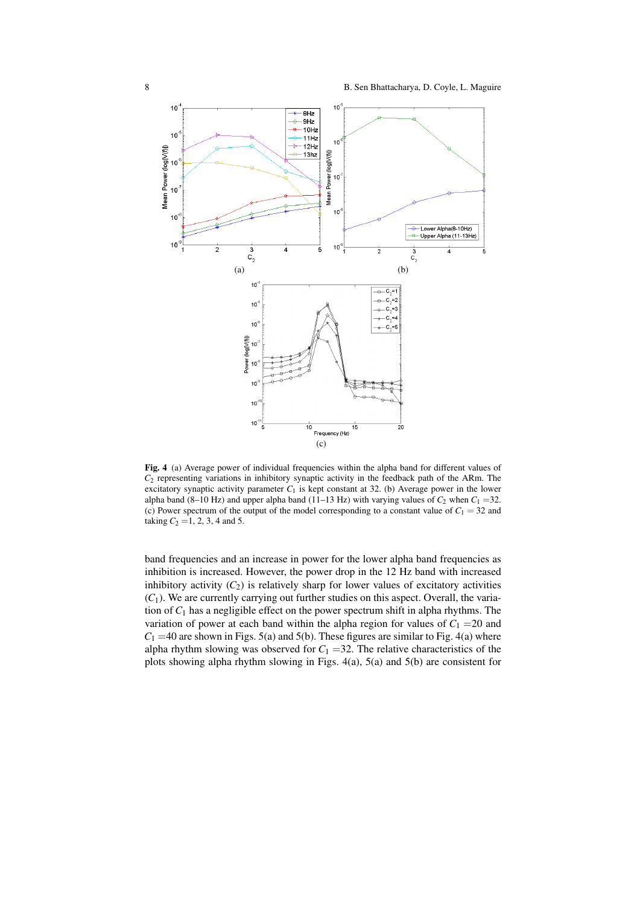**Fig. 4** (a) Average power of individual frequencies within the alpha band for different values of $C_2$ representing variations in inhibitory synaptic activity in the feedback path of the ARm. The excitatory synaptic activity parameter $C_1$ is kept constant at 32. (b) Average power in the lower alpha band (8–10 Hz) and upper alpha band (11–13 Hz) with varying values of $C_2$ when $C_1$ =32. (c) Power spectrum of the output of the model corresponding to a constant value of $C_1$ = 32 and taking $C_2$ =1, 2, 3, 4 and 5.

band frequencies and an increase in power for the lower alpha band frequencies as inhibition is increased. However, the power drop in the 12 Hz band with increased inhibitory activity ($C_2$) is relatively sharp for lower values of excitatory activities ($C_1$). We are currently carrying out further studies on this aspect. Overall, the variation of $C_1$ has a negligible effect on the power spectrum shift in alpha rhythms. The variation of power at each band within the alpha region for values of $C_1$ =20 and $C_1$ =40 are shown in Figs. 5(a) and 5(b). These figures are similar to Fig. 4(a) where alpha rhythm slowing was observed for $C_1$ =32. The relative characteristics of the plots showing alpha rhythm slowing in Figs. 4(a), 5(a) and 5(b) are consistent for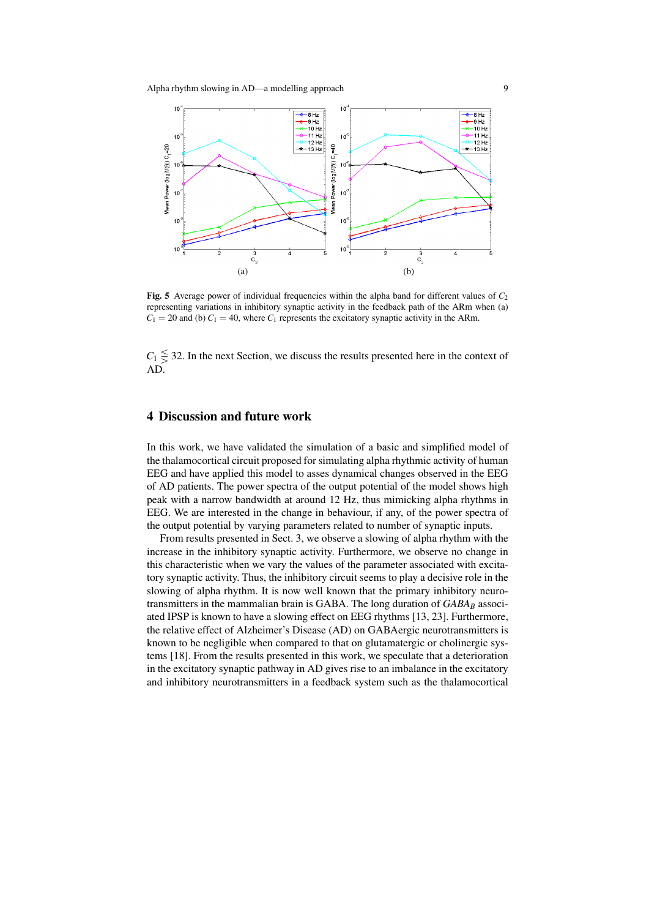**Fig. 5** Average power of individual frequencies within the alpha band for different values of $C_2$ representing variations in inhibitory synaptic activity in the feedback path of the ARm when (a) $C_1 = 20$ and (b) $C_1 = 40$, where $C_1$ represents the excitatory synaptic activity in the ARm.

$C_1 \lesseqgtr 32$. In the next Section, we discuss the results presented here in the context of AD.

## 4 Discussion and future work

In this work, we have validated the simulation of a basic and simplified model of the thalamocortical circuit proposed for simulating alpha rhythmic activity of human EEG and have applied this model to asses dynamical changes observed in the EEG of AD patients. The power spectra of the output potential of the model shows high peak with a narrow bandwidth at around 12 Hz, thus mimicking alpha rhythms in EEG. We are interested in the change in behaviour, if any, of the power spectra of the output potential by varying parameters related to number of synaptic inputs.

From results presented in Sect. 3, we observe a slowing of alpha rhythm with the increase in the inhibitory synaptic activity. Furthermore, we observe no change in this characteristic when we vary the values of the parameter associated with excitatory synaptic activity. Thus, the inhibitory circuit seems to play a decisive role in the slowing of alpha rhythm. It is now well known that the primary inhibitory neurotransmitters in the mammalian brain is GABA. The long duration of $GABA_B$ associated IPSP is known to have a slowing effect on EEG rhythms [13, 23]. Furthermore, the relative effect of Alzheimer's Disease (AD) on GABAergic neurotransmitters is known to be negligible when compared to that on glutamatergic or cholinergic systems [18]. From the results presented in this work, we speculate that a deterioration in the excitatory synaptic pathway in AD gives rise to an imbalance in the excitatory and inhibitory neurotransmitters in a feedback system such as the thalamocortical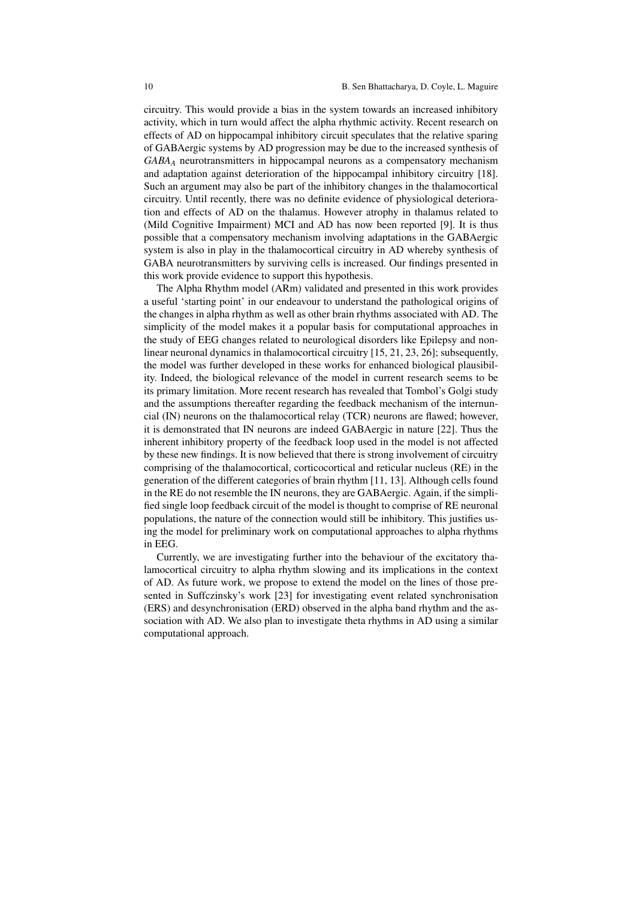circuitry. This would provide a bias in the system towards an increased inhibitory activity, which in turn would affect the alpha rhythmic activity. Recent research on effects of AD on hippocampal inhibitory circuit speculates that the relative sparing of GABAergic systems by AD progression may be due to the increased synthesis of $GABA_A$ neurotransmitters in hippocampal neurons as a compensatory mechanism and adaptation against deterioration of the hippocampal inhibitory circuitry [18]. Such an argument may also be part of the inhibitory changes in the thalamocortical circuitry. Until recently, there was no definite evidence of physiological deterioration and effects of AD on the thalamus. However atrophy in thalamus related to (Mild Cognitive Impairment) MCI and AD has now been reported [9]. It is thus possible that a compensatory mechanism involving adaptations in the GABAergic system is also in play in the thalamocortical circuitry in AD whereby synthesis of GABA neurotransmitters by surviving cells is increased. Our findings presented in this work provide evidence to support this hypothesis.

The Alpha Rhythm model (ARm) validated and presented in this work provides a useful 'starting point' in our endeavour to understand the pathological origins of the changes in alpha rhythm as well as other brain rhythms associated with AD. The simplicity of the model makes it a popular basis for computational approaches in the study of EEG changes related to neurological disorders like Epilepsy and nonlinear neuronal dynamics in thalamocortical circuitry [15, 21, 23, 26]; subsequently, the model was further developed in these works for enhanced biological plausibility. Indeed, the biological relevance of the model in current research seems to be its primary limitation. More recent research has revealed that Tombol's Golgi study and the assumptions thereafter regarding the feedback mechanism of the internuncial (IN) neurons on the thalamocortical relay (TCR) neurons are flawed; however, it is demonstrated that IN neurons are indeed GABAergic in nature [22]. Thus the inherent inhibitory property of the feedback loop used in the model is not affected by these new findings. It is now believed that there is strong involvement of circuitry comprising of the thalamocortical, corticocortical and reticular nucleus (RE) in the generation of the different categories of brain rhythm [11, 13]. Although cells found in the RE do not resemble the IN neurons, they are GABAergic. Again, if the simplified single loop feedback circuit of the model is thought to comprise of RE neuronal populations, the nature of the connection would still be inhibitory. This justifies using the model for preliminary work on computational approaches to alpha rhythms in EEG.

Currently, we are investigating further into the behaviour of the excitatory thalamocortical circuitry to alpha rhythm slowing and its implications in the context of AD. As future work, we propose to extend the model on the lines of those presented in Suffczinsky's work [23] for investigating event related synchronisation (ERS) and desynchronisation (ERD) observed in the alpha band rhythm and the association with AD. We also plan to investigate theta rhythms in AD using a similar computational approach.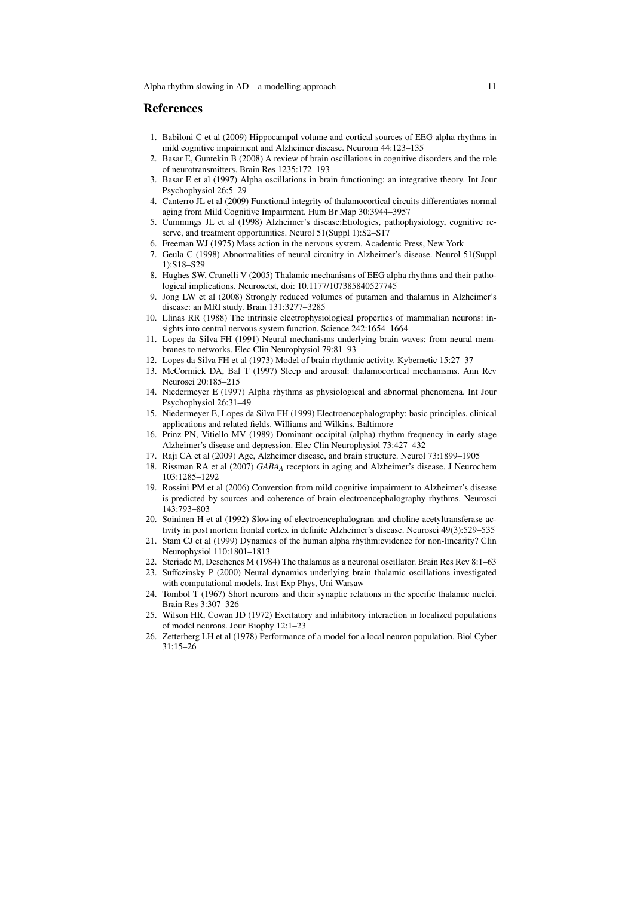## References

1. Babiloni C et al (2009) Hippocampal volume and cortical sources of EEG alpha rhythms in mild cognitive impairment and Alzheimer disease. Neuroim 44:123–135
2. Basar E, Guntekin B (2008) A review of brain oscillations in cognitive disorders and the role of neurotransmitters. Brain Res 1235:172–193
3. Basar E et al (1997) Alpha oscillations in brain functioning: an integrative theory. Int Jour Psychophysiol 26:5–29
4. Canterro JL et al (2009) Functional integrity of thalamocortical circuits differentiates normal aging from Mild Cognitive Impairment. Hum Br Map 30:3944–3957
5. Cummings JL et al (1998) Alzheimer's disease:Etiologies, pathophysiology, cognitive reserve, and treatment opportunities. Neurol 51(Suppl 1):S2–S17
6. Freeman WJ (1975) Mass action in the nervous system. Academic Press, New York
7. Geula C (1998) Abnormalities of neural circuitry in Alzheimer's disease. Neurol 51(Suppl 1):S18–S29
8. Hughes SW, Crunelli V (2005) Thalamic mechanisms of EEG alpha rhythms and their pathological implications. Neurosctst, doi: 10.1177/107385840527745
9. Jong LW et al (2008) Strongly reduced volumes of putamen and thalamus in Alzheimer's disease: an MRI study. Brain 131:3277–3285
10. Llinas RR (1988) The intrinsic electrophysiological properties of mammalian neurons: insights into central nervous system function. Science 242:1654–1664
11. Lopes da Silva FH (1991) Neural mechanisms underlying brain waves: from neural membranes to networks. Elec Clin Neurophysiol 79:81–93
12. Lopes da Silva FH et al (1973) Model of brain rhythmic activity. Kybernetic 15:27–37
13. McCormick DA, Bal T (1997) Sleep and arousal: thalamocortical mechanisms. Ann Rev Neurosci 20:185–215
14. Niedermeyer E (1997) Alpha rhythms as physiological and abnormal phenomena. Int Jour Psychophysiol 26:31–49
15. Niedermeyer E, Lopes da Silva FH (1999) Electroencephalography: basic principles, clinical applications and related fields. Williams and Wilkins, Baltimore
16. Prinz PN, Vitiello MV (1989) Dominant occipital (alpha) rhythm frequency in early stage Alzheimer's disease and depression. Elec Clin Neurophysiol 73:427–432
17. Raji CA et al (2009) Age, Alzheimer disease, and brain structure. Neurol 73:1899–1905
18. Rissman RA et al (2007) $GABA_A$ receptors in aging and Alzheimer's disease. J Neurochem 103:1285–1292
19. Rossini PM et al (2006) Conversion from mild cognitive impairment to Alzheimer's disease is predicted by sources and coherence of brain electroencephalography rhythms. Neurosci 143:793–803
20. Soininen H et al (1992) Slowing of electroencephalogram and choline acetyltransferase activity in post mortem frontal cortex in definite Alzheimer's disease. Neurosci 49(3):529–535
21. Stam CJ et al (1999) Dynamics of the human alpha rhythm:evidence for non-linearity? Clin Neurophysiol 110:1801–1813
22. Steriade M, Deschenes M (1984) The thalamus as a neuronal oscillator. Brain Res Rev 8:1–63
23. Suffczinsky P (2000) Neural dynamics underlying brain thalamic oscillations investigated with computational models. Inst Exp Phys, Uni Warsaw
24. Tombol T (1967) Short neurons and their synaptic relations in the specific thalamic nuclei. Brain Res 3:307–326
25. Wilson HR, Cowan JD (1972) Excitatory and inhibitory interaction in localized populations of model neurons. Jour Biophy 12:1–23
26. Zetterberg LH et al (1978) Performance of a model for a local neuron population. Biol Cyber 31:15–26